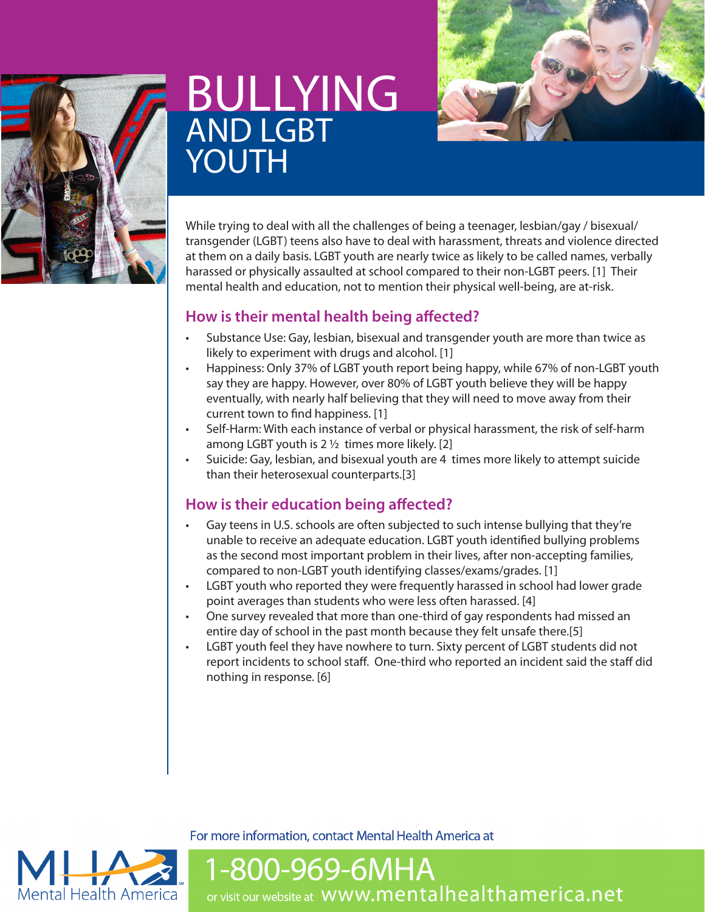# BULLYING AND LGBT YOUTH

While trying to deal with all the challenges of being a teenager, lesbian/gay / bisexual/ transgender (LGBT) teens also have to deal with harassment, threats and violence directed at them on a daily basis. LGBT youth are nearly twice as likely to be called names, verbally harassed or physically assaulted at school compared to their non-LGBT peers. [1] Their mental health and education, not to mention their physical well-being, are at-risk.

## How is their mental health being affected?

- Substance Use: Gay, lesbian, bisexual and transgender youth are more than twice as likely to experiment with drugs and alcohol. [1]
- Happiness: Only 37% of LGBT youth report being happy, while 67% of non-LGBT youth say they are happy. However, over 80% of LGBT youth believe they will be happy eventually, with nearly half believing that they will need to move away from their current town to find happiness. [1]
- Self-Harm: With each instance of verbal or physical harassment, the risk of self-harm among LGBT youth is 2 ½ times more likely. [2]
- Suicide: Gay, lesbian, and bisexual youth are 4 times more likely to attempt suicide than their heterosexual counterparts.[3]

## How is their education being affected?

- Gay teens in U.S. schools are often subjected to such intense bullying that they're unable to receive an adequate education. LGBT youth identified bullying problems as the second most important problem in their lives, after non-accepting families, compared to non-LGBT youth identifying classes/exams/grades. [1]
- LGBT youth who reported they were frequently harassed in school had lower grade point averages than students who were less often harassed. [4]
- One survey revealed that more than one-third of gay respondents had missed an entire day of school in the past month because they felt unsafe there.[5]
- LGBT youth feel they have nowhere to turn. Sixty percent of LGBT students did not report incidents to school staff. One-third who reported an incident said the staff did nothing in response. [6]

For more information, contact Mental Health America at

**1-800-969-6MHA**

or visit our website at www.mentalhealthamerica.net

Mental Health America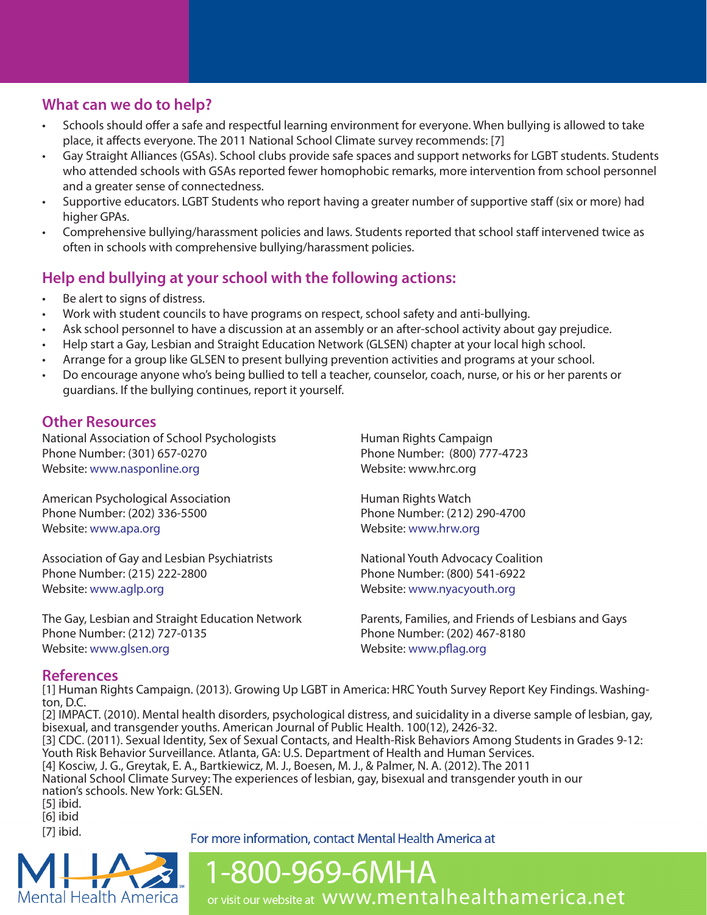## What can we do to help?

- Schools should offer a safe and respectful learning environment for everyone. When bullying is allowed to take place, it affects everyone. The 2011 National School Climate survey recommends: [7]
- Gay Straight Alliances (GSAs). School clubs provide safe spaces and support networks for LGBT students. Students who attended schools with GSAs reported fewer homophobic remarks, more intervention from school personnel and a greater sense of connectedness.
- Supportive educators. LGBT Students who report having a greater number of supportive staff (six or more) had higher GPAs.
- Comprehensive bullying/harassment policies and laws. Students reported that school staff intervened twice as often in schools with comprehensive bullying/harassment policies.

## Help end bullying at your school with the following actions:

- Be alert to signs of distress.
- Work with student councils to have programs on respect, school safety and anti-bullying.
- Ask school personnel to have a discussion at an assembly or an after-school activity about gay prejudice.
- Help start a Gay, Lesbian and Straight Education Network (GLSEN) chapter at your local high school.
- Arrange for a group like GLSEN to present bullying prevention activities and programs at your school.
- Do encourage anyone who's being bullied to tell a teacher, counselor, coach, nurse, or his or her parents or guardians. If the bullying continues, report it yourself.

## Other Resources

National Association of School Psychologists
Phone Number: (301) 657-0270
Website: www.nasponline.org

American Psychological Association
Phone Number: (202) 336-5500
Website: www.apa.org

Association of Gay and Lesbian Psychiatrists
Phone Number: (215) 222-2800
Website: www.aglp.org

The Gay, Lesbian and Straight Education Network
Phone Number: (212) 727-0135
Website: www.glsen.org

Human Rights Campaign
Phone Number: (800) 777-4723
Website: www.hrc.org

Human Rights Watch
Phone Number: (212) 290-4700
Website: www.hrw.org

National Youth Advocacy Coalition
Phone Number: (800) 541-6922
Website: www.nyacyouth.org

Parents, Families, and Friends of Lesbians and Gays
Phone Number: (202) 467-8180
Website: www.pflag.org

## References

[1] Human Rights Campaign. (2013). Growing Up LGBT in America: HRC Youth Survey Report Key Findings. Washington, D.C.
[2] IMPACT. (2010). Mental health disorders, psychological distress, and suicidality in a diverse sample of lesbian, gay, bisexual, and transgender youths. American Journal of Public Health. 100(12), 2426-32.
[3] CDC. (2011). Sexual Identity, Sex of Sexual Contacts, and Health-Risk Behaviors Among Students in Grades 9-12: Youth Risk Behavior Surveillance. Atlanta, GA: U.S. Department of Health and Human Services.
[4] Kosciw, J. G., Greytak, E. A., Bartkiewicz, M. J., Boesen, M. J., & Palmer, N. A. (2012). The 2011 National School Climate Survey: The experiences of lesbian, gay, bisexual and transgender youth in our nation's schools. New York: GLSEN.
[5] ibid.
[6] ibid
[7] ibid.

For more information, contact Mental Health America at

Mental Health America

1-800-969-6MHA

or visit our website at www.mentalhealthamerica.net